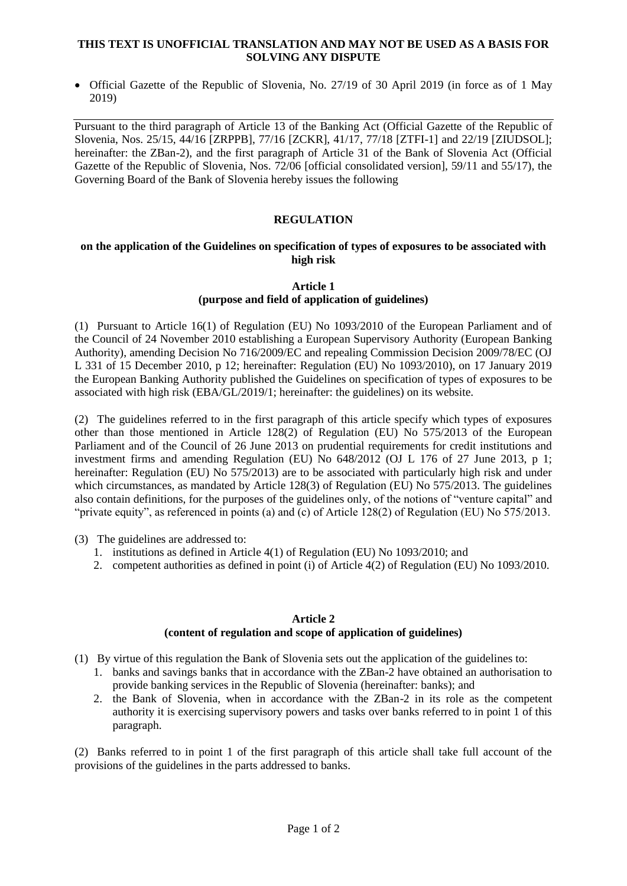**THIS TEXT IS UNOFFICIAL TRANSLATION AND MAY NOT BE USED AS A BASIS FOR SOLVING ANY DISPUTE**

- Official Gazette of the Republic of Slovenia, No. 27/19 of 30 April 2019 (in force as of 1 May 2019)

---

Pursuant to the third paragraph of Article 13 of the Banking Act (Official Gazette of the Republic of Slovenia, Nos. 25/15, 44/16 [ZRPPB], 77/16 [ZCKR], 41/17, 77/18 [ZTFI-1] and 22/19 [ZIUDSOL]; hereinafter: the ZBan-2), and the first paragraph of Article 31 of the Bank of Slovenia Act (Official Gazette of the Republic of Slovenia, Nos. 72/06 [official consolidated version], 59/11 and 55/17), the Governing Board of the Bank of Slovenia hereby issues the following

# REGULATION

## on the application of the Guidelines on specification of types of exposures to be associated with high risk

### Article 1
### (purpose and field of application of guidelines)

(1) Pursuant to Article 16(1) of Regulation (EU) No 1093/2010 of the European Parliament and of the Council of 24 November 2010 establishing a European Supervisory Authority (European Banking Authority), amending Decision No 716/2009/EC and repealing Commission Decision 2009/78/EC (OJ L 331 of 15 December 2010, p 12; hereinafter: Regulation (EU) No 1093/2010), on 17 January 2019 the European Banking Authority published the Guidelines on specification of types of exposures to be associated with high risk (EBA/GL/2019/1; hereinafter: the guidelines) on its website.

(2) The guidelines referred to in the first paragraph of this article specify which types of exposures other than those mentioned in Article 128(2) of Regulation (EU) No 575/2013 of the European Parliament and of the Council of 26 June 2013 on prudential requirements for credit institutions and investment firms and amending Regulation (EU) No 648/2012 (OJ L 176 of 27 June 2013, p 1; hereinafter: Regulation (EU) No 575/2013) are to be associated with particularly high risk and under which circumstances, as mandated by Article 128(3) of Regulation (EU) No 575/2013. The guidelines also contain definitions, for the purposes of the guidelines only, of the notions of "venture capital" and "private equity", as referenced in points (a) and (c) of Article 128(2) of Regulation (EU) No 575/2013.

(3) The guidelines are addressed to:

1. institutions as defined in Article 4(1) of Regulation (EU) No 1093/2010; and
2. competent authorities as defined in point (i) of Article 4(2) of Regulation (EU) No 1093/2010.

### Article 2
### (content of regulation and scope of application of guidelines)

(1) By virtue of this regulation the Bank of Slovenia sets out the application of the guidelines to:

1. banks and savings banks that in accordance with the ZBan-2 have obtained an authorisation to provide banking services in the Republic of Slovenia (hereinafter: banks); and
2. the Bank of Slovenia, when in accordance with the ZBan-2 in its role as the competent authority it is exercising supervisory powers and tasks over banks referred to in point 1 of this paragraph.

(2) Banks referred to in point 1 of the first paragraph of this article shall take full account of the provisions of the guidelines in the parts addressed to banks.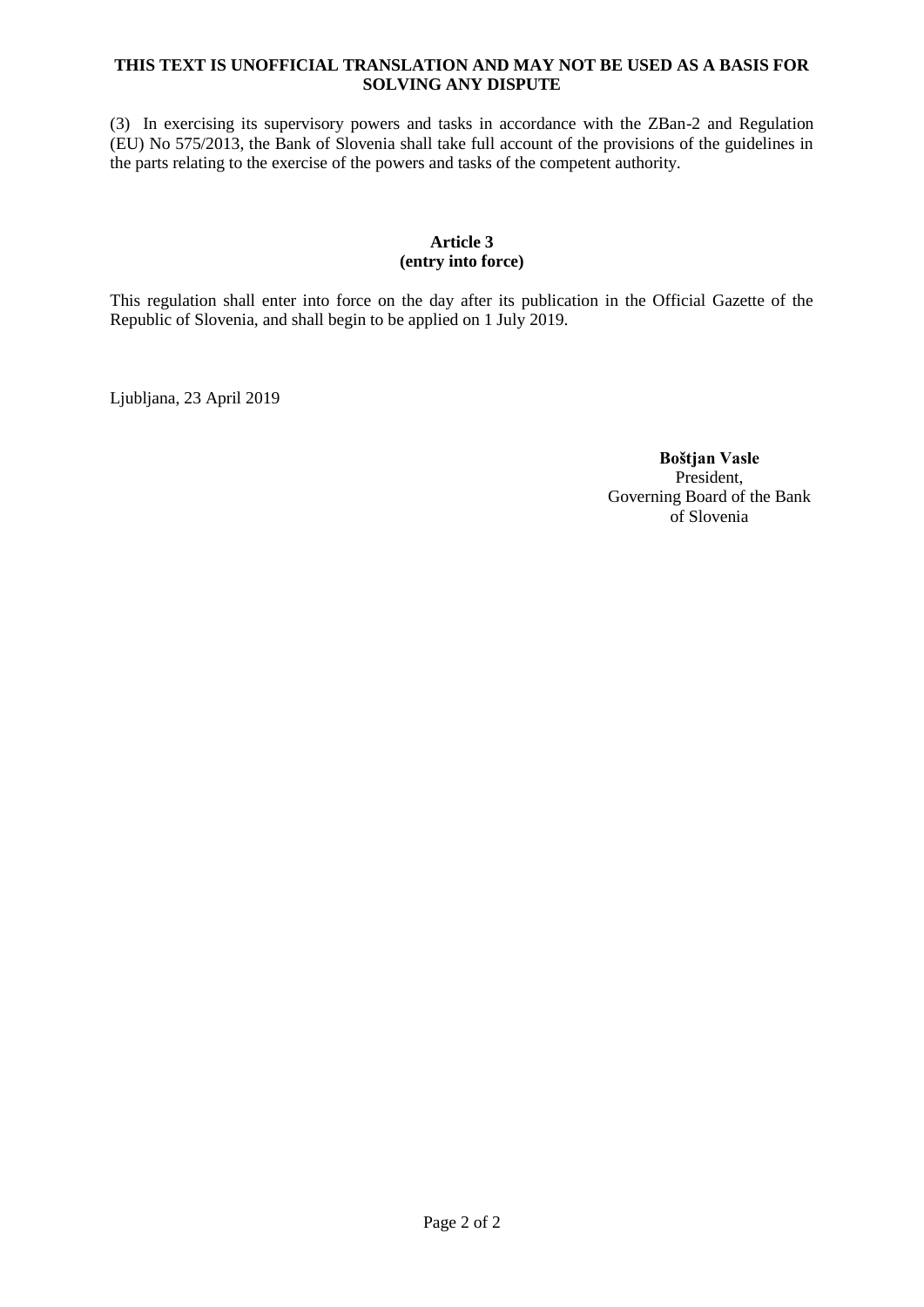**THIS TEXT IS UNOFFICIAL TRANSLATION AND MAY NOT BE USED AS A BASIS FOR SOLVING ANY DISPUTE**

(3) In exercising its supervisory powers and tasks in accordance with the ZBan-2 and Regulation (EU) No 575/2013, the Bank of Slovenia shall take full account of the provisions of the guidelines in the parts relating to the exercise of the powers and tasks of the competent authority.

**Article 3**
**(entry into force)**

This regulation shall enter into force on the day after its publication in the Official Gazette of the Republic of Slovenia, and shall begin to be applied on 1 July 2019.

Ljubljana, 23 April 2019

**Boštjan Vasle**
President,
Governing Board of the Bank of Slovenia